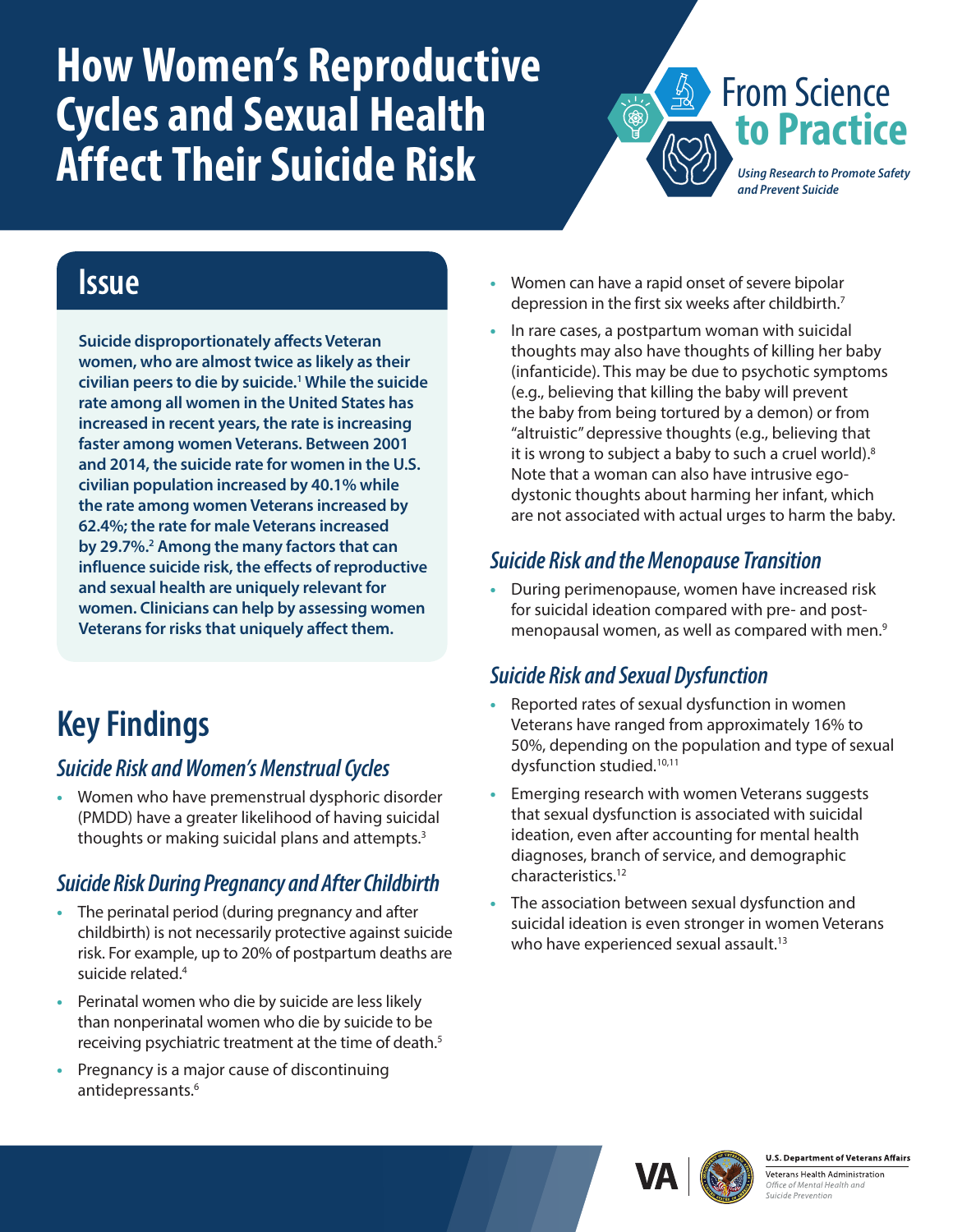# How Women's Reproductive Cycles and Sexual Health Affect Their Suicide Risk

From Science to Practice

*Using Research to Promote Safety and Prevent Suicide*

## Issue

**Suicide disproportionately affects Veteran women, who are almost twice as likely as their civilian peers to die by suicide.[1] While the suicide rate among all women in the United States has increased in recent years, the rate is increasing faster among women Veterans. Between 2001 and 2014, the suicide rate for women in the U.S. civilian population increased by 40.1% while the rate among women Veterans increased by 62.4%; the rate for male Veterans increased by 29.7%.[2] Among the many factors that can influence suicide risk, the effects of reproductive and sexual health are uniquely relevant for women. Clinicians can help by assessing women Veterans for risks that uniquely affect them.**

## Key Findings

### *Suicide Risk and Women's Menstrual Cycles*

- Women who have premenstrual dysphoric disorder (PMDD) have a greater likelihood of having suicidal thoughts or making suicidal plans and attempts.[3]

### *Suicide Risk During Pregnancy and After Childbirth*

- The perinatal period (during pregnancy and after childbirth) is not necessarily protective against suicide risk. For example, up to 20% of postpartum deaths are suicide related.[4]
- Perinatal women who die by suicide are less likely than nonperinatal women who die by suicide to be receiving psychiatric treatment at the time of death.[5]
- Pregnancy is a major cause of discontinuing antidepressants.[6]
- Women can have a rapid onset of severe bipolar depression in the first six weeks after childbirth.[7]
- In rare cases, a postpartum woman with suicidal thoughts may also have thoughts of killing her baby (infanticide). This may be due to psychotic symptoms (e.g., believing that killing the baby will prevent the baby from being tortured by a demon) or from "altruistic" depressive thoughts (e.g., believing that it is wrong to subject a baby to such a cruel world).[8] Note that a woman can also have intrusive ego-dystonic thoughts about harming her infant, which are not associated with actual urges to harm the baby.

### *Suicide Risk and the Menopause Transition*

- During perimenopause, women have increased risk for suicidal ideation compared with pre- and post-menopausal women, as well as compared with men.[9]

### *Suicide Risk and Sexual Dysfunction*

- Reported rates of sexual dysfunction in women Veterans have ranged from approximately 16% to 50%, depending on the population and type of sexual dysfunction studied.[10,11]
- Emerging research with women Veterans suggests that sexual dysfunction is associated with suicidal ideation, even after accounting for mental health diagnoses, branch of service, and demographic characteristics.[12]
- The association between sexual dysfunction and suicidal ideation is even stronger in women Veterans who have experienced sexual assault.[13]

U.S. Department of Veterans Affairs
Veterans Health Administration
*Office of Mental Health and Suicide Prevention*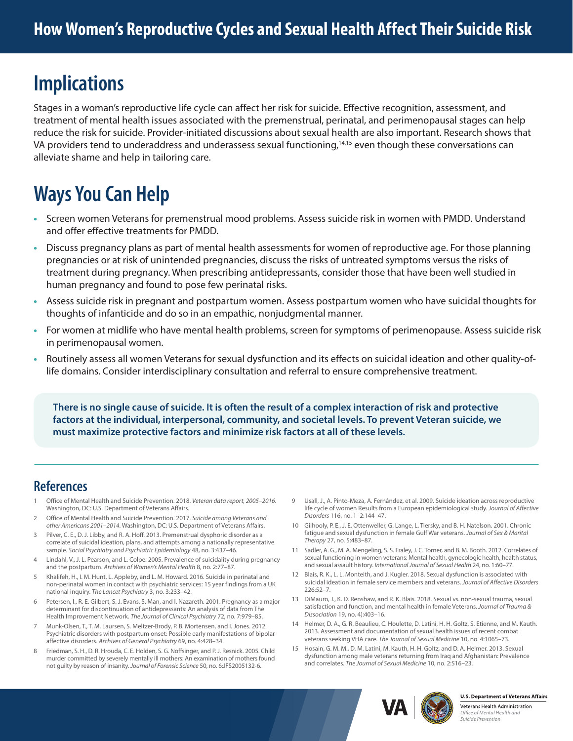# How Women's Reproductive Cycles and Sexual Health Affect Their Suicide Risk

## Implications

Stages in a woman's reproductive life cycle can affect her risk for suicide. Effective recognition, assessment, and treatment of mental health issues associated with the premenstrual, perinatal, and perimenopausal stages can help reduce the risk for suicide. Provider-initiated discussions about sexual health are also important. Research shows that VA providers tend to underaddress and underassess sexual functioning,[14,15] even though these conversations can alleviate shame and help in tailoring care.

## Ways You Can Help

- Screen women Veterans for premenstrual mood problems. Assess suicide risk in women with PMDD. Understand and offer effective treatments for PMDD.
- Discuss pregnancy plans as part of mental health assessments for women of reproductive age. For those planning pregnancies or at risk of unintended pregnancies, discuss the risks of untreated symptoms versus the risks of treatment during pregnancy. When prescribing antidepressants, consider those that have been well studied in human pregnancy and found to pose few perinatal risks.
- Assess suicide risk in pregnant and postpartum women. Assess postpartum women who have suicidal thoughts for thoughts of infanticide and do so in an empathic, nonjudgmental manner.
- For women at midlife who have mental health problems, screen for symptoms of perimenopause. Assess suicide risk in perimenopausal women.
- Routinely assess all women Veterans for sexual dysfunction and its effects on suicidal ideation and other quality-of-life domains. Consider interdisciplinary consultation and referral to ensure comprehensive treatment.

**There is no single cause of suicide. It is often the result of a complex interaction of risk and protective factors at the individual, interpersonal, community, and societal levels. To prevent Veteran suicide, we must maximize protective factors and minimize risk factors at all of these levels.**

## References

1. Office of Mental Health and Suicide Prevention. 2018. *Veteran data report, 2005–2016*. Washington, DC: U.S. Department of Veterans Affairs.
2. Office of Mental Health and Suicide Prevention. 2017. *Suicide among Veterans and other Americans 2001–2014*. Washington, DC: U.S. Department of Veterans Affairs.
3. Pilver, C. E., D. J. Libby, and R. A. Hoff. 2013. Premenstrual dysphoric disorder as a correlate of suicidal ideation, plans, and attempts among a nationally representative sample. *Social Psychiatry and Psychiatric Epidemiology* 48, no. 3:437–46.
4. Lindahl, V., J. L. Pearson, and L. Colpe. 2005. Prevalence of suicidality during pregnancy and the postpartum. *Archives of Women's Mental Health* 8, no. 2:77–87.
5. Khalifeh, H., I. M. Hunt, L. Appleby, and L. M. Howard. 2016. Suicide in perinatal and non-perinatal women in contact with psychiatric services: 15 year findings from a UK national inquiry. *The Lancet Psychiatry* 3, no. 3:233–42.
6. Petersen, I., R. E. Gilbert, S. J. Evans, S. Man, and I. Nazareth. 2001. Pregnancy as a major determinant for discontinuation of antidepressants: An analysis of data from The Health Improvement Network. *The Journal of Clinical Psychiatry* 72, no. 7:979–85.
7. Munk-Olsen, T., T. M. Laursen, S. Meltzer-Brody, P. B. Mortensen, and I. Jones. 2012. Psychiatric disorders with postpartum onset: Possible early manifestations of bipolar affective disorders. *Archives of General Psychiatry* 69, no. 4:428–34.
8. Friedman, S. H., D. R. Hrouda, C. E. Holden, S. G. Noffsinger, and P. J. Resnick. 2005. Child murder committed by severely mentally ill mothers: An examination of mothers found not guilty by reason of insanity. *Journal of Forensic Science* 50, no. 6:JFS2005132-6.
9. Usall, J., A. Pinto-Meza, A. Fernández, et al. 2009. Suicide ideation across reproductive life cycle of women Results from a European epidemiological study. *Journal of Affective Disorders* 116, no. 1–2:144–47.
10. Gilhooly, P. E., J. E. Ottenweller, G. Lange, L. Tiersky, and B. H. Natelson. 2001. Chronic fatigue and sexual dysfunction in female Gulf War veterans. *Journal of Sex & Marital Therapy* 27, no. 5:483–87.
11. Sadler, A. G., M. A. Mengeling, S. S. Fraley, J. C. Torner, and B. M. Booth. 2012. Correlates of sexual functioning in women veterans: Mental health, gynecologic health, health status, and sexual assault history. *International Journal of Sexual Health* 24, no. 1:60–77.
12. Blais, R. K., L. L. Monteith, and J. Kugler. 2018. Sexual dysfunction is associated with suicidal ideation in female service members and veterans. *Journal of Affective Disorders* 226:52–7.
13. DiMauro, J., K. D. Renshaw, and R. K. Blais. 2018. Sexual vs. non-sexual trauma, sexual satisfaction and function, and mental health in female Veterans. *Journal of Trauma & Dissociation* 19, no. 4):403–16.
14. Helmer, D. A., G. R. Beaulieu, C. Houlette, D. Latini, H. H. Goltz, S. Etienne, and M. Kauth. 2013. Assessment and documentation of sexual health issues of recent combat veterans seeking VHA care. *The Journal of Sexual Medicine* 10, no. 4:1065–73.
15. Hosain, G. M. M., D. M. Latini, M. Kauth, H. H. Goltz, and D. A. Helmer. 2013. Sexual dysfunction among male veterans returning from Iraq and Afghanistan: Prevalence and correlates. *The Journal of Sexual Medicine* 10, no. 2:516–23.

VA | U.S. Department of Veterans Affairs
Veterans Health Administration
*Office of Mental Health and Suicide Prevention*